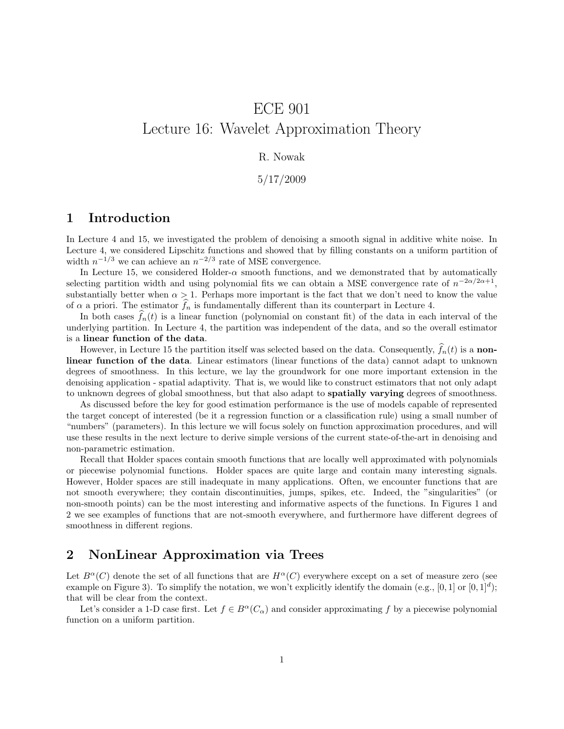# ECE 901
# Lecture 16: Wavelet Approximation Theory

R. Nowak

5/17/2009

## 1 Introduction

In Lecture 4 and 15, we investigated the problem of denoising a smooth signal in additive white noise. In Lecture 4, we considered Lipschitz functions and showed that by filling constants on a uniform partition of width $n^{-1/3}$ we can achieve an $n^{-2/3}$ rate of MSE convergence.

In Lecture 15, we considered Holder-$\alpha$ smooth functions, and we demonstrated that by automatically selecting partition width and using polynomial fits we can obtain a MSE convergence rate of $n^{-2\alpha/2\alpha+1}$, substantially better when $\alpha > 1$. Perhaps more important is the fact that we don't need to know the value of $\alpha$ a priori. The estimator $\widehat{f}_n$ is fundamentally different than its counterpart in Lecture 4.

In both cases $\widehat{f}_n(t)$ is a linear function (polynomial on constant fit) of the data in each interval of the underlying partition. In Lecture 4, the partition was independent of the data, and so the overall estimator is a **linear function of the data**.

However, in Lecture 15 the partition itself was selected based on the data. Consequently, $\widehat{f}_n(t)$ is a **non-linear function of the data**. Linear estimators (linear functions of the data) cannot adapt to unknown degrees of smoothness. In this lecture, we lay the groundwork for one more important extension in the denoising application - spatial adaptivity. That is, we would like to construct estimators that not only adapt to unknown degrees of global smoothness, but that also adapt to **spatially varying** degrees of smoothness.

As discussed before the key for good estimation performance is the use of models capable of represented the target concept of interested (be it a regression function or a classification rule) using a small number of "numbers" (parameters). In this lecture we will focus solely on function approximation procedures, and will use these results in the next lecture to derive simple versions of the current state-of-the-art in denoising and non-parametric estimation.

Recall that Holder spaces contain smooth functions that are locally well approximated with polynomials or piecewise polynomial functions. Holder spaces are quite large and contain many interesting signals. However, Holder spaces are still inadequate in many applications. Often, we encounter functions that are not smooth everywhere; they contain discontinuities, jumps, spikes, etc. Indeed, the "singularities" (or non-smooth points) can be the most interesting and informative aspects of the functions. In Figures 1 and 2 we see examples of functions that are not-smooth everywhere, and furthermore have different degrees of smoothness in different regions.

## 2 NonLinear Approximation via Trees

Let $B^{\alpha}(C)$ denote the set of all functions that are $H^{\alpha}(C)$ everywhere except on a set of measure zero (see example on Figure 3). To simplify the notation, we won't explicitly identify the domain (e.g., $[0, 1]$ or $[0, 1]^d$); that will be clear from the context.

Let's consider a 1-D case first. Let $f \in B^{\alpha}(C_{\alpha})$ and consider approximating $f$ by a piecewise polynomial function on a uniform partition.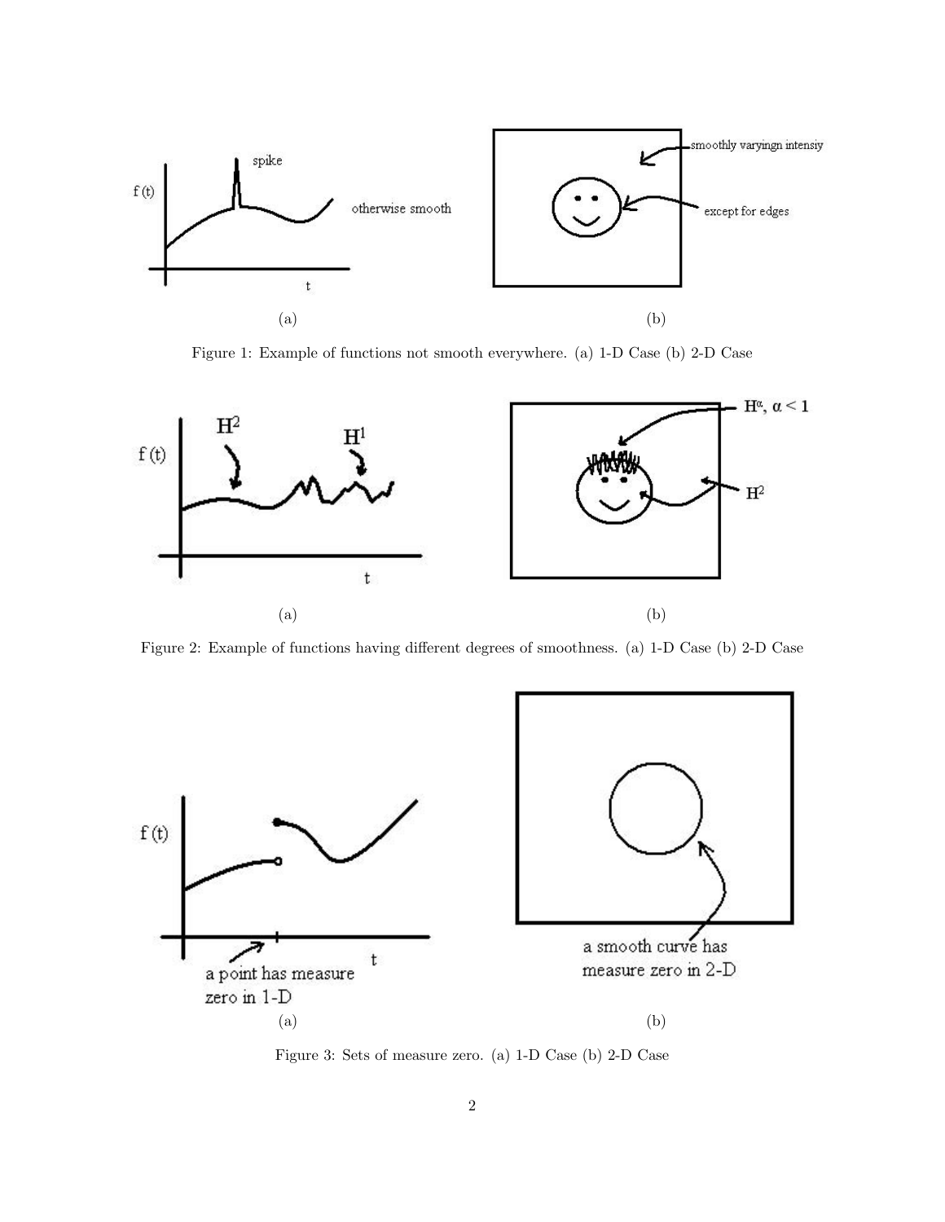Figure 1: Example of functions not smooth everywhere. (a) 1-D Case (b) 2-D Case

Figure 2: Example of functions having different degrees of smoothness. (a) 1-D Case (b) 2-D Case

Figure 3: Sets of measure zero. (a) 1-D Case (b) 2-D Case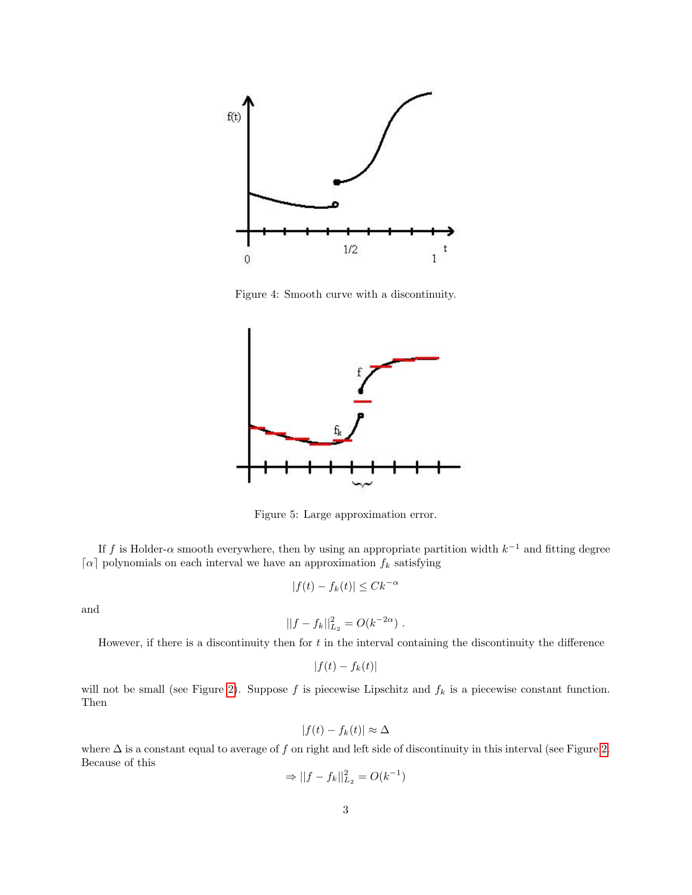Figure 4: Smooth curve with a discontinuity.

Figure 5: Large approximation error.

If $f$ is Holder-$\alpha$ smooth everywhere, then by using an appropriate partition width $k^{-1}$ and fitting degree $\lceil \alpha \rceil$ polynomials on each interval we have an approximation $f_k$ satisfying

$$|f(t) - f_k(t)| \leq Ck^{-\alpha}$$

and

$$||f - f_k||_{L_2}^2 = O(k^{-2\alpha}) \ .$$

However, if there is a discontinuity then for $t$ in the interval containing the discontinuity the difference

$$|f(t) - f_k(t)|$$

will not be small (see Figure 2). Suppose $f$ is piecewise Lipschitz and $f_k$ is a piecewise constant function. Then

$$|f(t) - f_k(t)| \approx \Delta$$

where $\Delta$ is a constant equal to average of $f$ on right and left side of discontinuity in this interval (see Figure 2. Because of this

$$\Rightarrow ||f - f_k||_{L_2}^2 = O(k^{-1})$$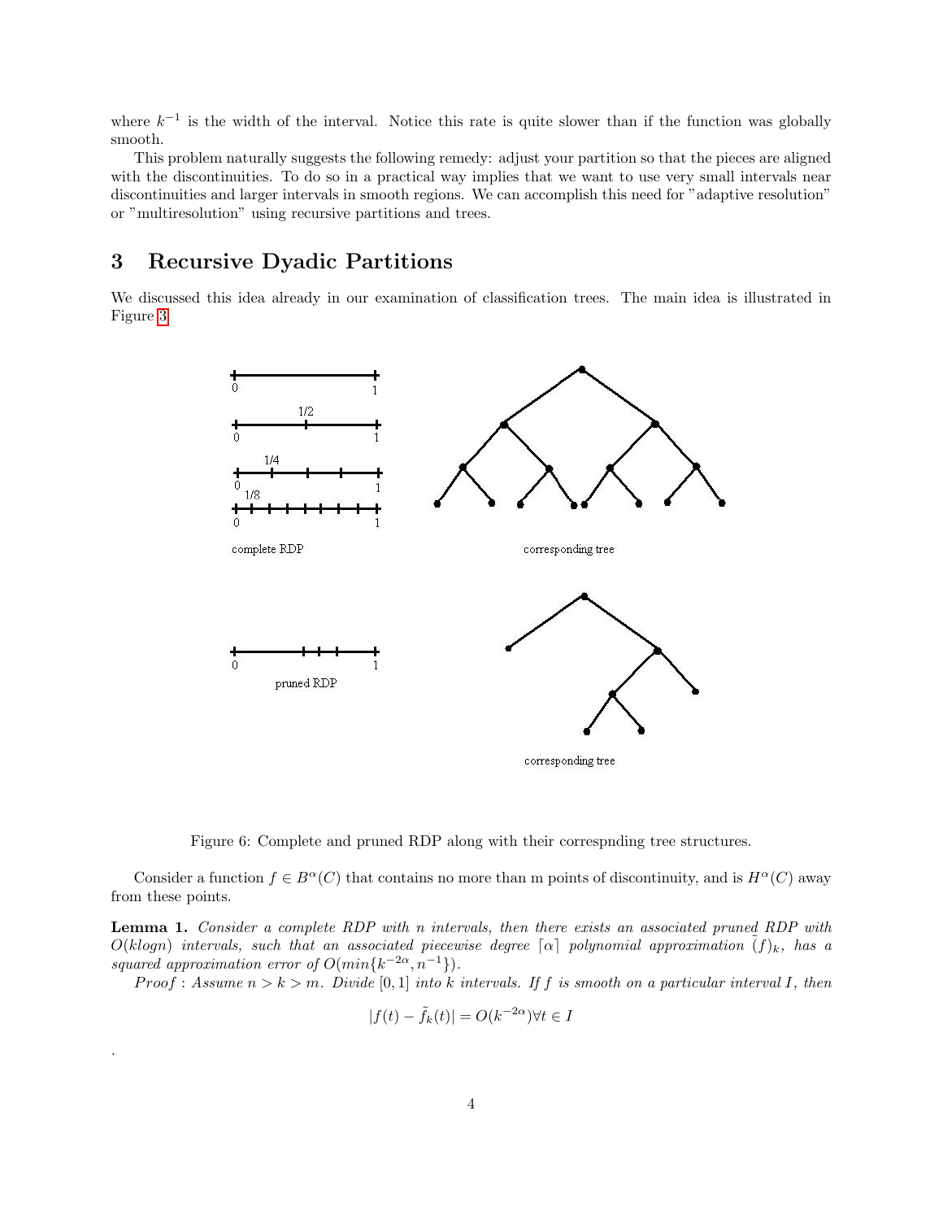where $k^{-1}$ is the width of the interval. Notice this rate is quite slower than if the function was globally smooth.

This problem naturally suggests the following remedy: adjust your partition so that the pieces are aligned with the discontinuities. To do so in a practical way implies that we want to use very small intervals near discontinuities and larger intervals in smooth regions. We can accomplish this need for "adaptive resolution" or "multiresolution" using recursive partitions and trees.

## 3 Recursive Dyadic Partitions

We discussed this idea already in our examination of classification trees. The main idea is illustrated in Figure 3.

Figure 6: Complete and pruned RDP along with their correspnding tree structures.

Consider a function $f \in B^{\alpha}(C)$ that contains no more than m points of discontinuity, and is $H^{\alpha}(C)$ away from these points.

**Lemma 1.** *Consider a complete RDP with n intervals, then there exists an associated pruned RDP with $O(klogn)$ intervals, such that an associated piecewise degree $\lceil \alpha \rceil$ polynomial approximation $\tilde{(f)}_k$, has a squared approximation error of $O(min\{k^{-2\alpha}, n^{-1}\})$.*

*Proof* : *Assume $n > k > m$. Divide $[0, 1]$ into k intervals. If f is smooth on a particular interval I, then*

$$|f(t) - \tilde{f}_k(t)| = O(k^{-2\alpha}) \forall t \in I$$

.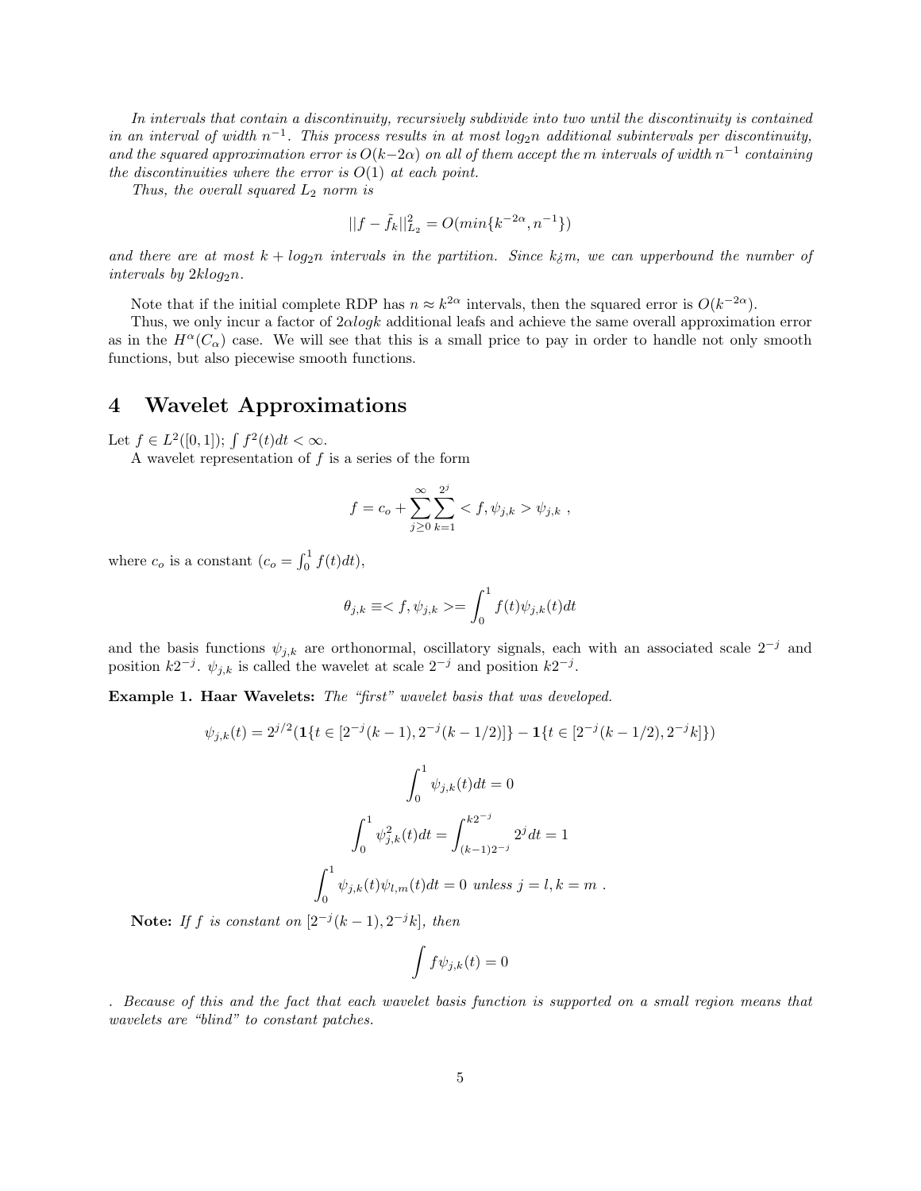*In intervals that contain a discontinuity, recursively subdivide into two until the discontinuity is contained in an interval of width $n^{-1}$. This process results in at most $log_2 n$ additional subintervals per discontinuity, and the squared approximation error is $O(k-2\alpha)$ on all of them accept the $m$ intervals of width $n^{-1}$ containing the discontinuities where the error is $O(1)$ at each point.*

*Thus, the overall squared $L_2$ norm is*

$$||f - \tilde{f}_k||_{L_2}^2 = O(min\{k^{-2\alpha}, n^{-1}\})$$

*and there are at most $k + log_2 n$ intervals in the partition. Since k¿m, we can upperbound the number of intervals by $2klog_2 n$.*

Note that if the initial complete RDP has $n \approx k^{2\alpha}$ intervals, then the squared error is $O(k^{-2\alpha})$.

Thus, we only incur a factor of $2\alpha logk$ additional leafs and achieve the same overall approximation error as in the $H^\alpha(C_\alpha)$ case. We will see that this is a small price to pay in order to handle not only smooth functions, but also piecewise smooth functions.

# 4 Wavelet Approximations

Let $f \in L^2([0,1])$; $\int f^2(t)dt < \infty$.

A wavelet representation of $f$ is a series of the form

$$f = c_o + \sum_{j \geq 0}^{\infty} \sum_{k=1}^{2^j} < f, \psi_{j,k} > \psi_{j,k} \ ,$$

where $c_o$ is a constant ($c_o = \int_0^1 f(t)dt$),

$$\theta_{j,k} \equiv < f, \psi_{j,k} > = \int_0^1 f(t)\psi_{j,k}(t)dt$$

and the basis functions $\psi_{j,k}$ are orthonormal, oscillatory signals, each with an associated scale $2^{-j}$ and position $k2^{-j}$. $\psi_{j,k}$ is called the wavelet at scale $2^{-j}$ and position $k2^{-j}$.

**Example 1. Haar Wavelets:** *The "first" wavelet basis that was developed.*

$$\psi_{j,k}(t) = 2^{j/2}(\mathbf{1}\{t \in [2^{-j}(k-1), 2^{-j}(k-1/2)]\} - \mathbf{1}\{t \in [2^{-j}(k-1/2), 2^{-j}k]\})$$

$$\int_0^1 \psi_{j,k}(t)dt = 0$$

$$\int_0^1 \psi_{j,k}^2(t)dt = \int_{(k-1)2^{-j}}^{k2^{-j}} 2^j dt = 1$$

$$\int_0^1 \psi_{j,k}(t)\psi_{l,m}(t)dt = 0 \text{ unless } j = l, k = m \ .$$

**Note:** *If $f$ is constant on $[2^{-j}(k-1), 2^{-j}k]$, then*

$$\int f\psi_{j,k}(t) = 0$$

*. Because of this and the fact that each wavelet basis function is supported on a small region means that wavelets are "blind" to constant patches.*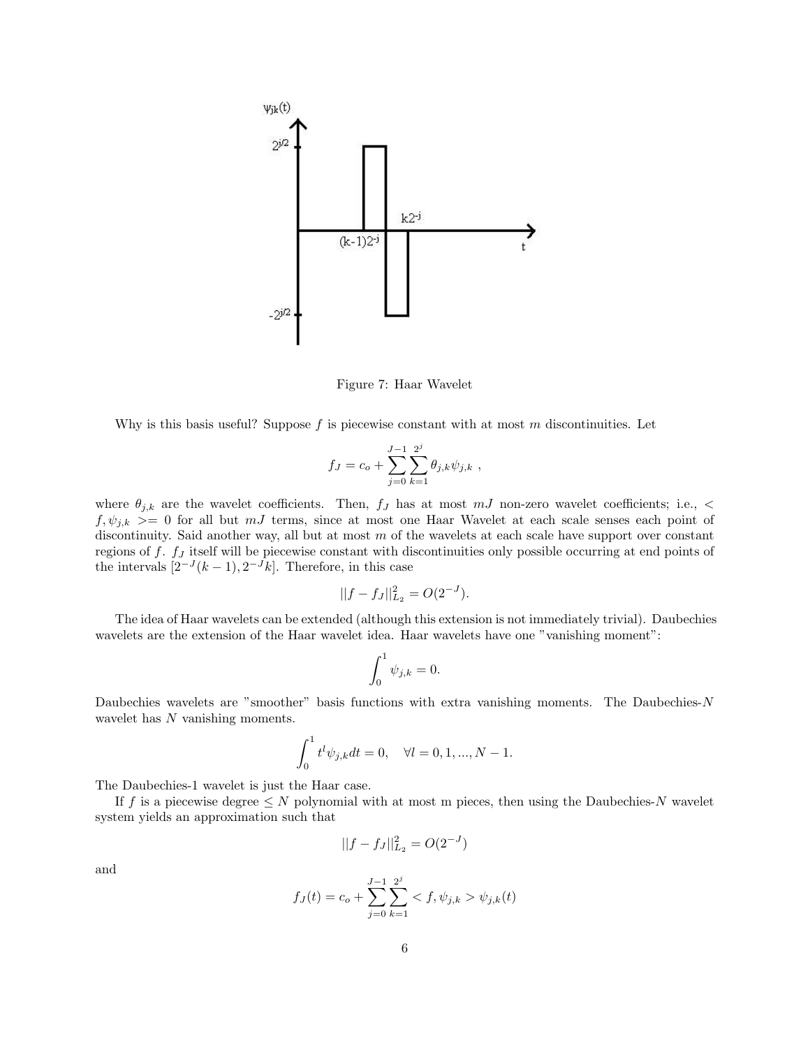Figure 7: Haar Wavelet

Why is this basis useful? Suppose $f$ is piecewise constant with at most $m$ discontinuities. Let

$$f_J = c_o + \sum_{j=0}^{J-1} \sum_{k=1}^{2^j} \theta_{j,k} \psi_{j,k} \ ,$$

where $\theta_{j,k}$ are the wavelet coefficients. Then, $f_J$ has at most $mJ$ non-zero wavelet coefficients; i.e., $< f, \psi_{j,k} >= 0$ for all but $mJ$ terms, since at most one Haar Wavelet at each scale senses each point of discontinuity. Said another way, all but at most $m$ of the wavelets at each scale have support over constant regions of $f$. $f_J$ itself will be piecewise constant with discontinuities only possible occurring at end points of the intervals $[2^{-J}(k-1), 2^{-J}k]$. Therefore, in this case

$$||f - f_J||_{L_2}^2 = O(2^{-J}).$$

The idea of Haar wavelets can be extended (although this extension is not immediately trivial). Daubechies wavelets are the extension of the Haar wavelet idea. Haar wavelets have one "vanishing moment":

$$\int_0^1 \psi_{j,k} = 0.$$

Daubechies wavelets are "smoother" basis functions with extra vanishing moments. The Daubechies-$N$ wavelet has $N$ vanishing moments.

$$\int_0^1 t^l \psi_{j,k} dt = 0, \quad \forall l = 0, 1, ..., N-1.$$

The Daubechies-1 wavelet is just the Haar case.

If $f$ is a piecewise degree $\leq N$ polynomial with at most m pieces, then using the Daubechies-$N$ wavelet system yields an approximation such that

$$||f - f_J||_{L_2}^2 = O(2^{-J})$$

and

$$f_J(t) = c_o + \sum_{j=0}^{J-1} \sum_{k=1}^{2^j} < f, \psi_{j,k} > \psi_{j,k}(t)$$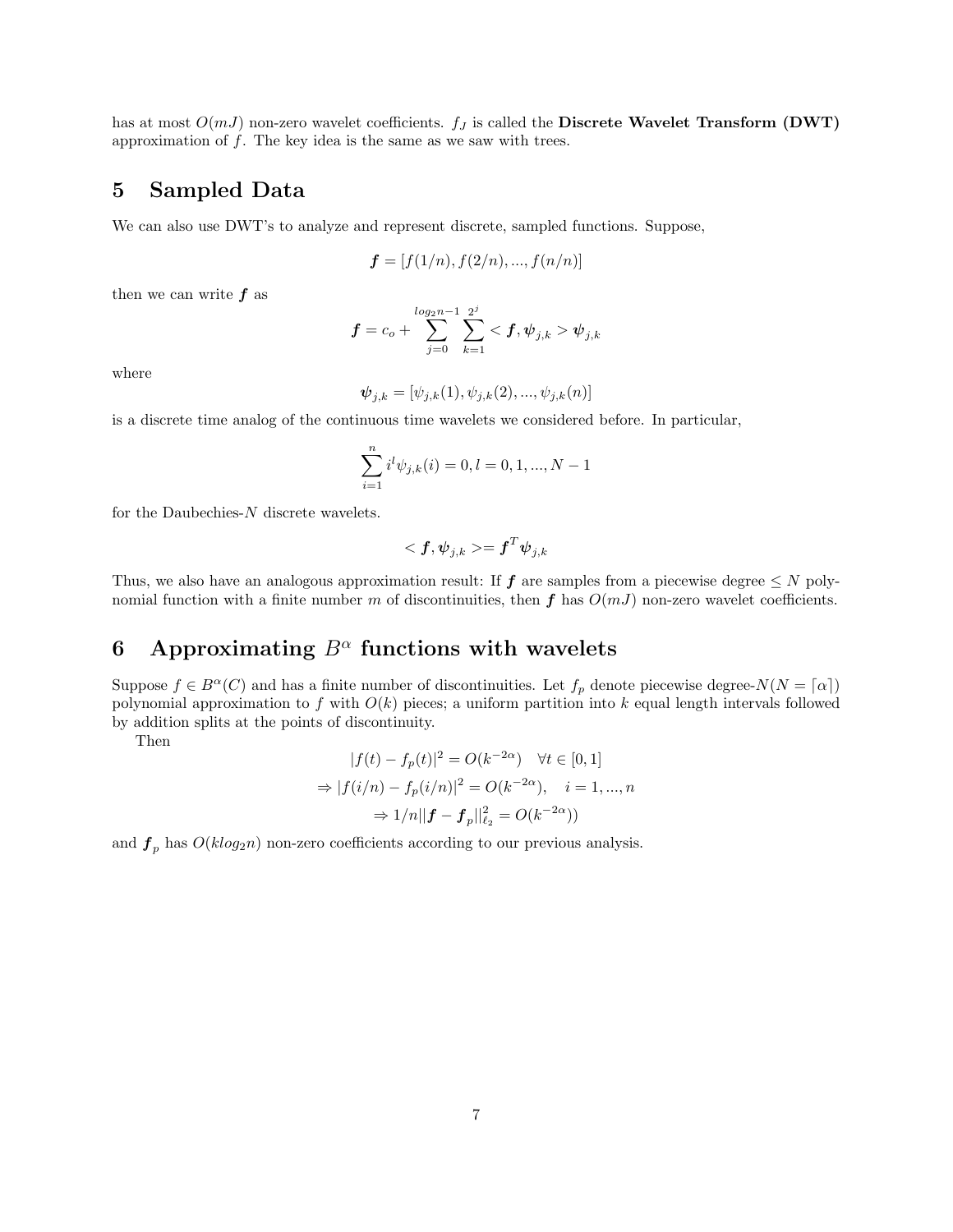has at most $O(mJ)$ non-zero wavelet coefficients. $f_J$ is called the **Discrete Wavelet Transform (DWT)** approximation of $f$. The key idea is the same as we saw with trees.

## 5 Sampled Data

We can also use DWT's to analyze and represent discrete, sampled functions. Suppose,

$$\boldsymbol{f} = [f(1/n), f(2/n), ..., f(n/n)]$$

then we can write $\boldsymbol{f}$ as

$$\boldsymbol{f} = c_o + \sum_{j=0}^{log_2 n-1} \sum_{k=1}^{2^j} < \boldsymbol{f}, \boldsymbol{\psi}_{j,k} > \boldsymbol{\psi}_{j,k}$$

where

$$\boldsymbol{\psi}_{j,k} = [\psi_{j,k}(1), \psi_{j,k}(2), ..., \psi_{j,k}(n)]$$

is a discrete time analog of the continuous time wavelets we considered before. In particular,

$$\sum_{i=1}^{n} i^l \psi_{j,k}(i) = 0, l = 0, 1, ..., N-1$$

for the Daubechies-$N$ discrete wavelets.

$$< \boldsymbol{f}, \boldsymbol{\psi}_{j,k} >= \boldsymbol{f}^T \boldsymbol{\psi}_{j,k}$$

Thus, we also have an analogous approximation result: If $\boldsymbol{f}$ are samples from a piecewise degree $\leq N$ polynomial function with a finite number $m$ of discontinuities, then $\boldsymbol{f}$ has $O(mJ)$ non-zero wavelet coefficients.

## 6 Approximating $B^\alpha$ functions with wavelets

Suppose $f \in B^\alpha(C)$ and has a finite number of discontinuities. Let $f_p$ denote piecewise degree-$N(N = \lceil \alpha \rceil)$ polynomial approximation to $f$ with $O(k)$ pieces; a uniform partition into $k$ equal length intervals followed by addition splits at the points of discontinuity.

Then

$$|f(t) - f_p(t)|^2 = O(k^{-2\alpha}) \quad \forall t \in [0, 1]$$
$$\Rightarrow |f(i/n) - f_p(i/n)|^2 = O(k^{-2\alpha}), \quad i = 1, ..., n$$
$$\Rightarrow 1/n||\boldsymbol{f} - \boldsymbol{f}_p||_{\ell_2}^2 = O(k^{-2\alpha}))$$

and $\boldsymbol{f}_p$ has $O(klog_2 n)$ non-zero coefficients according to our previous analysis.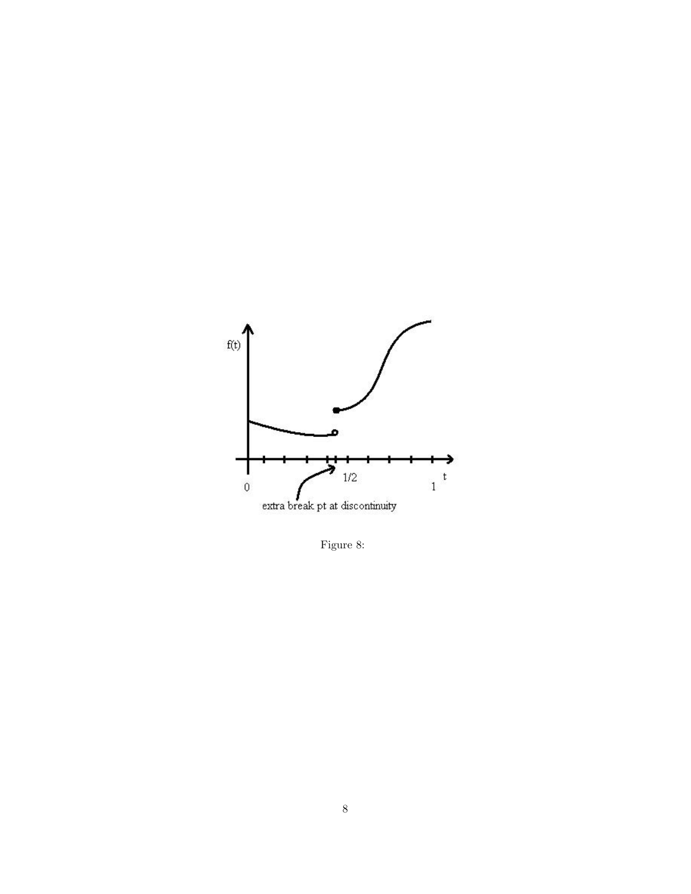f(t)

t

0

1/2

1

extra break pt at discontinuity

Figure 8: